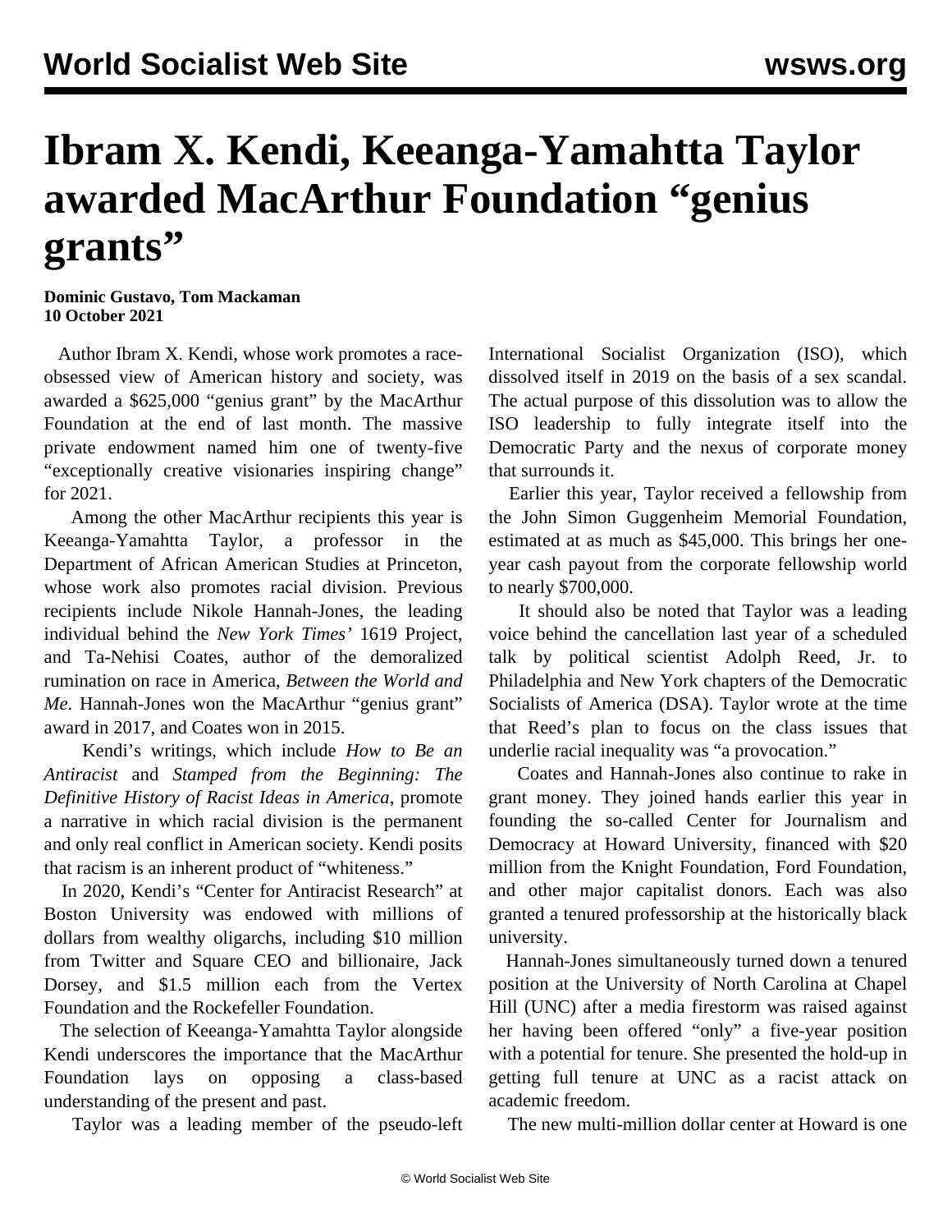# Ibram X. Kendi, Keeanga-Yamahtta Taylor awarded MacArthur Foundation "genius grants"

**Dominic Gustavo, Tom Mackaman**
**10 October 2021**

Author Ibram X. Kendi, whose work promotes a race-obsessed view of American history and society, was awarded a $625,000 "genius grant" by the MacArthur Foundation at the end of last month. The massive private endowment named him one of twenty-five "exceptionally creative visionaries inspiring change" for 2021.

Among the other MacArthur recipients this year is Keeanga-Yamahtta Taylor, a professor in the Department of African American Studies at Princeton, whose work also promotes racial division. Previous recipients include Nikole Hannah-Jones, the leading individual behind the *New York Times'* 1619 Project, and Ta-Nehisi Coates, author of the demoralized rumination on race in America, *Between the World and Me*. Hannah-Jones won the MacArthur "genius grant" award in 2017, and Coates won in 2015.

Kendi's writings, which include *How to Be an Antiracist* and *Stamped from the Beginning: The Definitive History of Racist Ideas in America*, promote a narrative in which racial division is the permanent and only real conflict in American society. Kendi posits that racism is an inherent product of "whiteness."

In 2020, Kendi's "Center for Antiracist Research" at Boston University was endowed with millions of dollars from wealthy oligarchs, including $10 million from Twitter and Square CEO and billionaire, Jack Dorsey, and $1.5 million each from the Vertex Foundation and the Rockefeller Foundation.

The selection of Keeanga-Yamahtta Taylor alongside Kendi underscores the importance that the MacArthur Foundation lays on opposing a class-based understanding of the present and past.

Taylor was a leading member of the pseudo-left International Socialist Organization (ISO), which dissolved itself in 2019 on the basis of a sex scandal. The actual purpose of this dissolution was to allow the ISO leadership to fully integrate itself into the Democratic Party and the nexus of corporate money that surrounds it.

Earlier this year, Taylor received a fellowship from the John Simon Guggenheim Memorial Foundation, estimated at as much as $45,000. This brings her one-year cash payout from the corporate fellowship world to nearly $700,000.

It should also be noted that Taylor was a leading voice behind the cancellation last year of a scheduled talk by political scientist Adolph Reed, Jr. to Philadelphia and New York chapters of the Democratic Socialists of America (DSA). Taylor wrote at the time that Reed's plan to focus on the class issues that underlie racial inequality was "a provocation."

Coates and Hannah-Jones also continue to rake in grant money. They joined hands earlier this year in founding the so-called Center for Journalism and Democracy at Howard University, financed with $20 million from the Knight Foundation, Ford Foundation, and other major capitalist donors. Each was also granted a tenured professorship at the historically black university.

Hannah-Jones simultaneously turned down a tenured position at the University of North Carolina at Chapel Hill (UNC) after a media firestorm was raised against her having been offered "only" a five-year position with a potential for tenure. She presented the hold-up in getting full tenure at UNC as a racist attack on academic freedom.

The new multi-million dollar center at Howard is one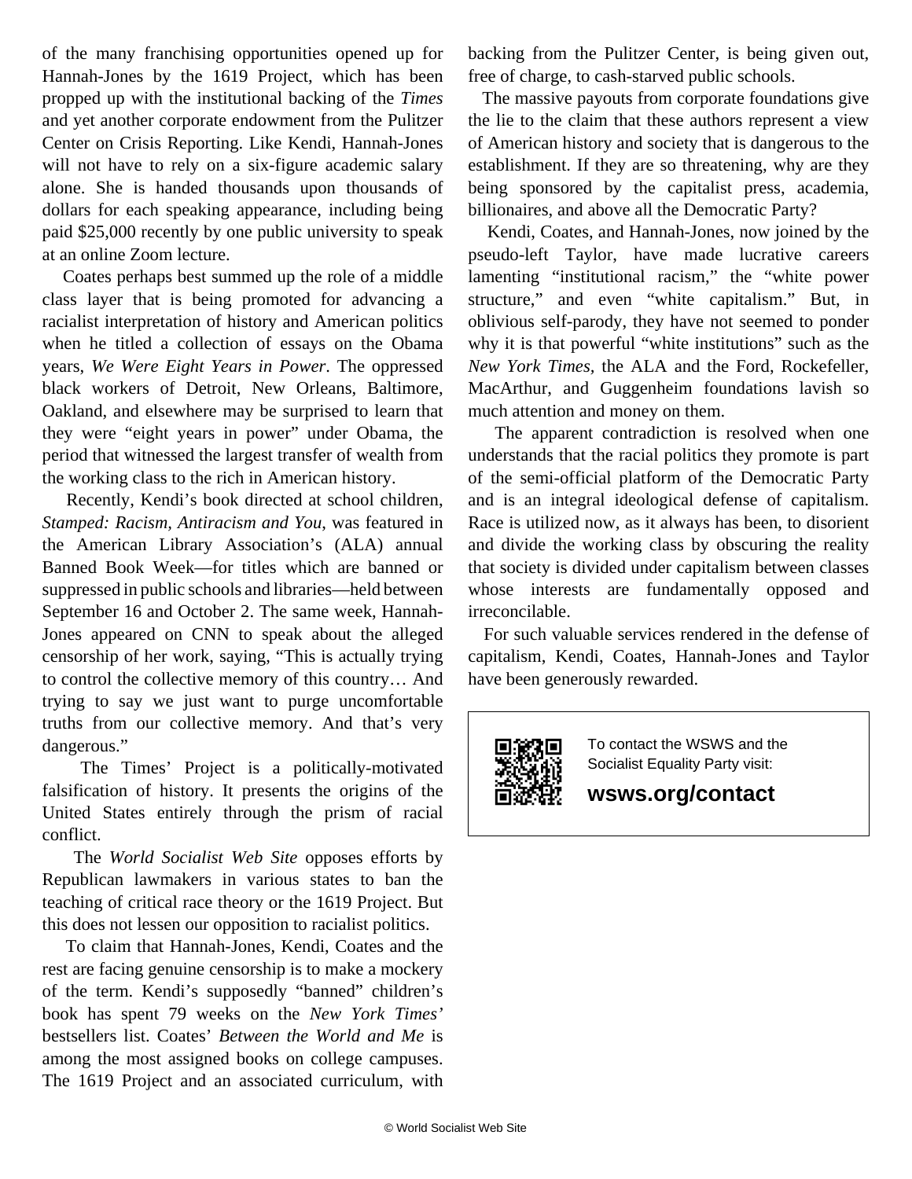of the many franchising opportunities opened up for Hannah-Jones by the 1619 Project, which has been propped up with the institutional backing of the *Times* and yet another corporate endowment from the Pulitzer Center on Crisis Reporting. Like Kendi, Hannah-Jones will not have to rely on a six-figure academic salary alone. She is handed thousands upon thousands of dollars for each speaking appearance, including being paid $25,000 recently by one public university to speak at an online Zoom lecture.

Coates perhaps best summed up the role of a middle class layer that is being promoted for advancing a racialist interpretation of history and American politics when he titled a collection of essays on the Obama years, *We Were Eight Years in Power*. The oppressed black workers of Detroit, New Orleans, Baltimore, Oakland, and elsewhere may be surprised to learn that they were "eight years in power" under Obama, the period that witnessed the largest transfer of wealth from the working class to the rich in American history.

Recently, Kendi's book directed at school children, *Stamped: Racism, Antiracism and You*, was featured in the American Library Association's (ALA) annual Banned Book Week—for titles which are banned or suppressed in public schools and libraries—held between September 16 and October 2. The same week, Hannah-Jones appeared on CNN to speak about the alleged censorship of her work, saying, "This is actually trying to control the collective memory of this country… And trying to say we just want to purge uncomfortable truths from our collective memory. And that's very dangerous."

The Times' Project is a politically-motivated falsification of history. It presents the origins of the United States entirely through the prism of racial conflict.

The *World Socialist Web Site* opposes efforts by Republican lawmakers in various states to ban the teaching of critical race theory or the 1619 Project. But this does not lessen our opposition to racialist politics.

To claim that Hannah-Jones, Kendi, Coates and the rest are facing genuine censorship is to make a mockery of the term. Kendi's supposedly "banned" children's book has spent 79 weeks on the *New York Times'* bestsellers list. Coates' *Between the World and Me* is among the most assigned books on college campuses. The 1619 Project and an associated curriculum, with backing from the Pulitzer Center, is being given out, free of charge, to cash-starved public schools.

The massive payouts from corporate foundations give the lie to the claim that these authors represent a view of American history and society that is dangerous to the establishment. If they are so threatening, why are they being sponsored by the capitalist press, academia, billionaires, and above all the Democratic Party?

Kendi, Coates, and Hannah-Jones, now joined by the pseudo-left Taylor, have made lucrative careers lamenting "institutional racism," the "white power structure," and even "white capitalism." But, in oblivious self-parody, they have not seemed to ponder why it is that powerful "white institutions" such as the *New York Times*, the ALA and the Ford, Rockefeller, MacArthur, and Guggenheim foundations lavish so much attention and money on them.

The apparent contradiction is resolved when one understands that the racial politics they promote is part of the semi-official platform of the Democratic Party and is an integral ideological defense of capitalism. Race is utilized now, as it always has been, to disorient and divide the working class by obscuring the reality that society is divided under capitalism between classes whose interests are fundamentally opposed and irreconcilable.

For such valuable services rendered in the defense of capitalism, Kendi, Coates, Hannah-Jones and Taylor have been generously rewarded.

To contact the WSWS and the Socialist Equality Party visit:

**wsws.org/contact**